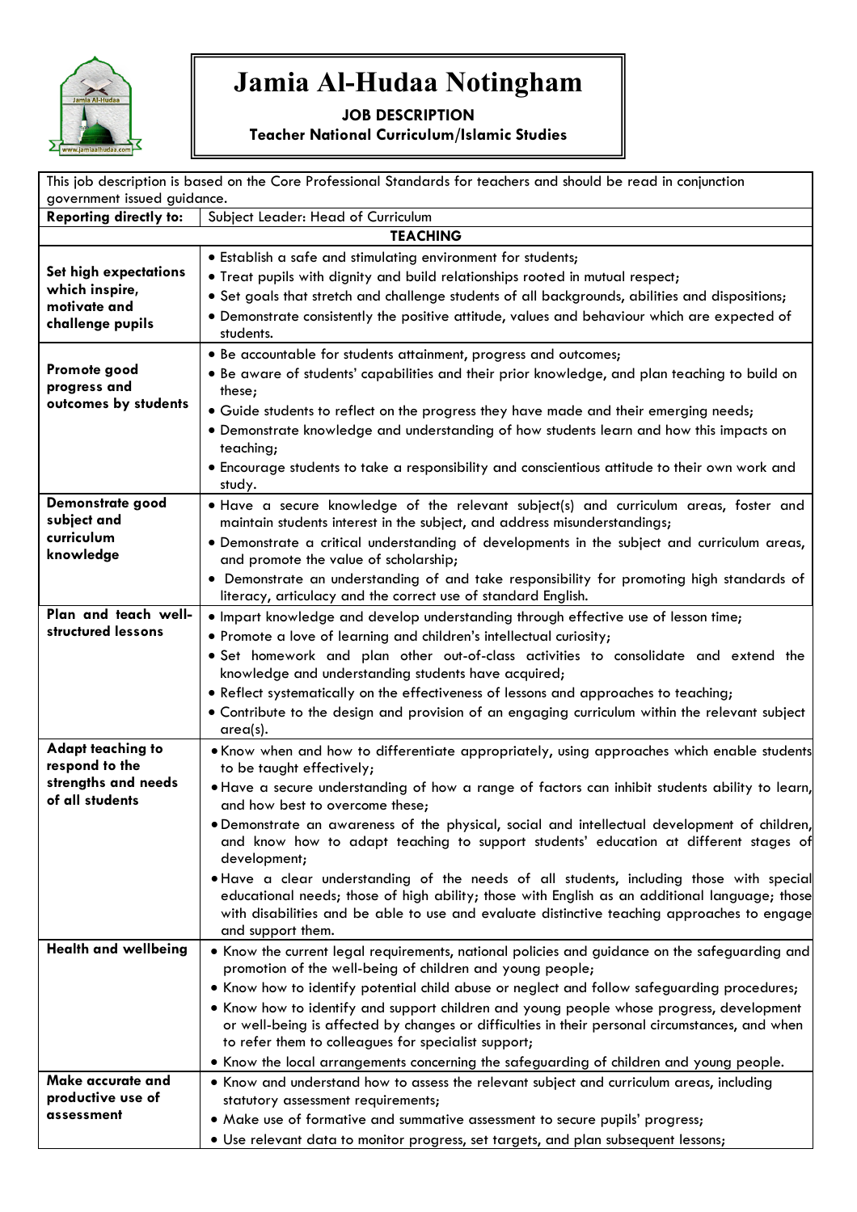# Jamia Al-Hudaa Notingham

**JOB DESCRIPTION**

**Teacher National Curriculum/Islamic Studies**

| | |
|---|---|
| This job description is based on the Core Professional Standards for teachers and should be read in conjunction government issued guidance. | |
| **Reporting directly to:** | Subject Leader: Head of Curriculum |
| **TEACHING** | |
| **Set high expectations which inspire, motivate and challenge pupils** | • Establish a safe and stimulating environment for students;<br>• Treat pupils with dignity and build relationships rooted in mutual respect;<br>• Set goals that stretch and challenge students of all backgrounds, abilities and dispositions;<br>• Demonstrate consistently the positive attitude, values and behaviour which are expected of students. |
| **Promote good progress and outcomes by students** | • Be accountable for students attainment, progress and outcomes;<br>• Be aware of students' capabilities and their prior knowledge, and plan teaching to build on these;<br>• Guide students to reflect on the progress they have made and their emerging needs;<br>• Demonstrate knowledge and understanding of how students learn and how this impacts on teaching;<br>• Encourage students to take a responsibility and conscientious attitude to their own work and study. |
| **Demonstrate good subject and curriculum knowledge** | • Have a secure knowledge of the relevant subject(s) and curriculum areas, foster and maintain students interest in the subject, and address misunderstandings;<br>• Demonstrate a critical understanding of developments in the subject and curriculum areas, and promote the value of scholarship;<br>• Demonstrate an understanding of and take responsibility for promoting high standards of literacy, articulacy and the correct use of standard English. |
| **Plan and teach well-structured lessons** | • Impart knowledge and develop understanding through effective use of lesson time;<br>• Promote a love of learning and children's intellectual curiosity;<br>• Set homework and plan other out-of-class activities to consolidate and extend the knowledge and understanding students have acquired;<br>• Reflect systematically on the effectiveness of lessons and approaches to teaching;<br>• Contribute to the design and provision of an engaging curriculum within the relevant subject area(s). |
| **Adapt teaching to respond to the strengths and needs of all students** | • Know when and how to differentiate appropriately, using approaches which enable students to be taught effectively;<br>• Have a secure understanding of how a range of factors can inhibit students ability to learn, and how best to overcome these;<br>• Demonstrate an awareness of the physical, social and intellectual development of children, and know how to adapt teaching to support students' education at different stages of development;<br>• Have a clear understanding of the needs of all students, including those with special educational needs; those of high ability; those with English as an additional language; those with disabilities and be able to use and evaluate distinctive teaching approaches to engage and support them. |
| **Health and wellbeing** | • Know the current legal requirements, national policies and guidance on the safeguarding and promotion of the well-being of children and young people;<br>• Know how to identify potential child abuse or neglect and follow safeguarding procedures;<br>• Know how to identify and support children and young people whose progress, development or well-being is affected by changes or difficulties in their personal circumstances, and when to refer them to colleagues for specialist support;<br>• Know the local arrangements concerning the safeguarding of children and young people. |
| **Make accurate and productive use of assessment** | • Know and understand how to assess the relevant subject and curriculum areas, including statutory assessment requirements;<br>• Make use of formative and summative assessment to secure pupils' progress;<br>• Use relevant data to monitor progress, set targets, and plan subsequent lessons; |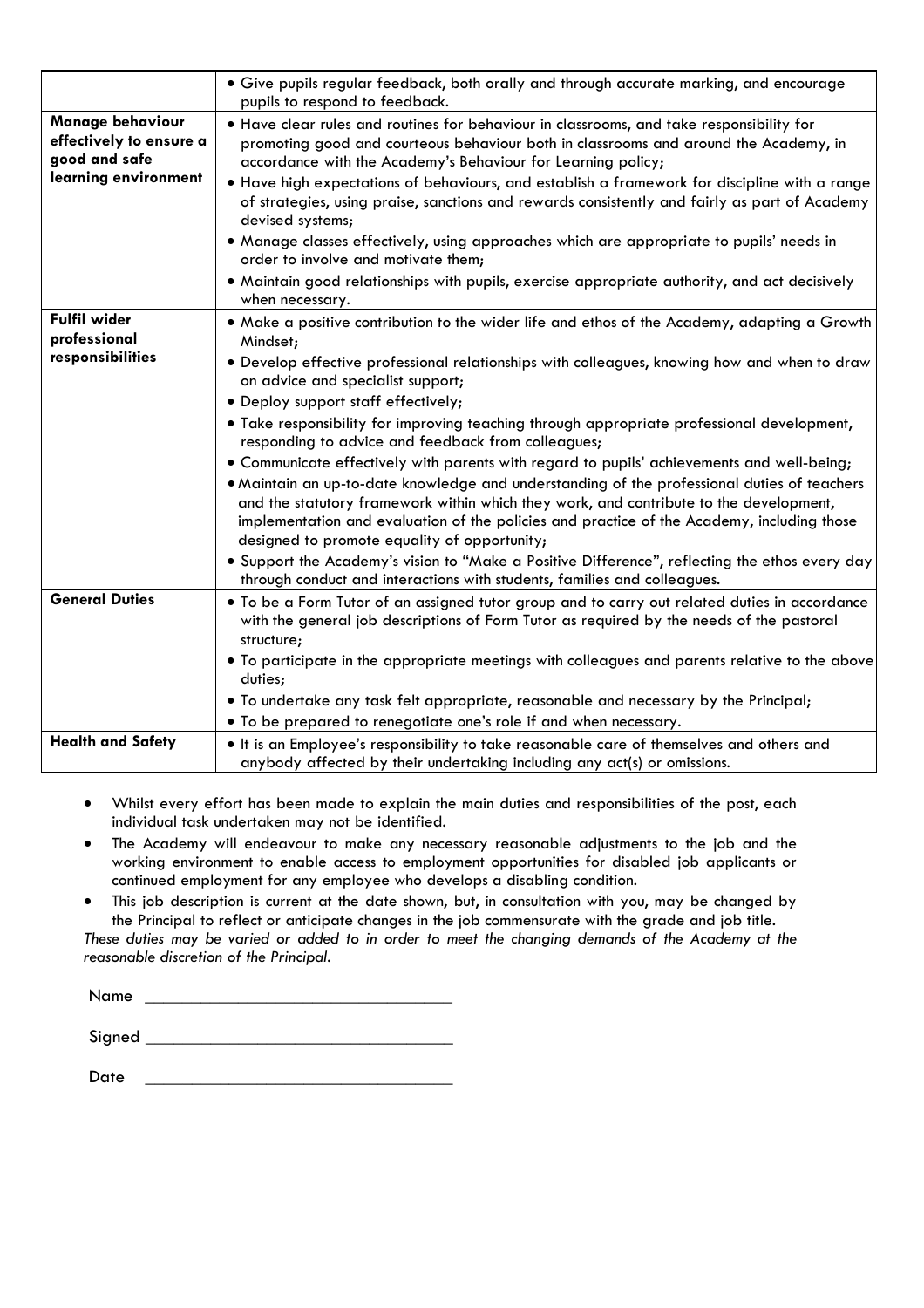| | |
|---|---|
| | • Give pupils regular feedback, both orally and through accurate marking, and encourage pupils to respond to feedback. |
| **Manage behaviour effectively to ensure a good and safe learning environment** | • Have clear rules and routines for behaviour in classrooms, and take responsibility for promoting good and courteous behaviour both in classrooms and around the Academy, in accordance with the Academy's Behaviour for Learning policy;<br>• Have high expectations of behaviours, and establish a framework for discipline with a range of strategies, using praise, sanctions and rewards consistently and fairly as part of Academy devised systems;<br>• Manage classes effectively, using approaches which are appropriate to pupils' needs in order to involve and motivate them;<br>• Maintain good relationships with pupils, exercise appropriate authority, and act decisively when necessary. |
| **Fulfil wider professional responsibilities** | • Make a positive contribution to the wider life and ethos of the Academy, adapting a Growth Mindset;<br>• Develop effective professional relationships with colleagues, knowing how and when to draw on advice and specialist support;<br>• Deploy support staff effectively;<br>• Take responsibility for improving teaching through appropriate professional development, responding to advice and feedback from colleagues;<br>• Communicate effectively with parents with regard to pupils' achievements and well-being;<br>• Maintain an up-to-date knowledge and understanding of the professional duties of teachers and the statutory framework within which they work, and contribute to the development, implementation and evaluation of the policies and practice of the Academy, including those designed to promote equality of opportunity;<br>• Support the Academy's vision to "Make a Positive Difference", reflecting the ethos every day through conduct and interactions with students, families and colleagues. |
| **General Duties** | • To be a Form Tutor of an assigned tutor group and to carry out related duties in accordance with the general job descriptions of Form Tutor as required by the needs of the pastoral structure;<br>• To participate in the appropriate meetings with colleagues and parents relative to the above duties;<br>• To undertake any task felt appropriate, reasonable and necessary by the Principal;<br>• To be prepared to renegotiate one's role if and when necessary. |
| **Health and Safety** | • It is an Employee's responsibility to take reasonable care of themselves and others and anybody affected by their undertaking including any act(s) or omissions. |

- Whilst every effort has been made to explain the main duties and responsibilities of the post, each individual task undertaken may not be identified.
- The Academy will endeavour to make any necessary reasonable adjustments to the job and the working environment to enable access to employment opportunities for disabled job applicants or continued employment for any employee who develops a disabling condition.
- This job description is current at the date shown, but, in consultation with you, may be changed by the Principal to reflect or anticipate changes in the job commensurate with the grade and job title.

*These duties may be varied or added to in order to meet the changing demands of the Academy at the reasonable discretion of the Principal.*

Name \_\_\_\_\_\_\_\_\_\_\_\_\_\_\_\_\_\_\_\_\_\_\_\_\_\_\_\_\_\_\_\_\_\_

Signed \_\_\_\_\_\_\_\_\_\_\_\_\_\_\_\_\_\_\_\_\_\_\_\_\_\_\_\_\_\_\_\_\_\_

Date \_\_\_\_\_\_\_\_\_\_\_\_\_\_\_\_\_\_\_\_\_\_\_\_\_\_\_\_\_\_\_\_\_\_